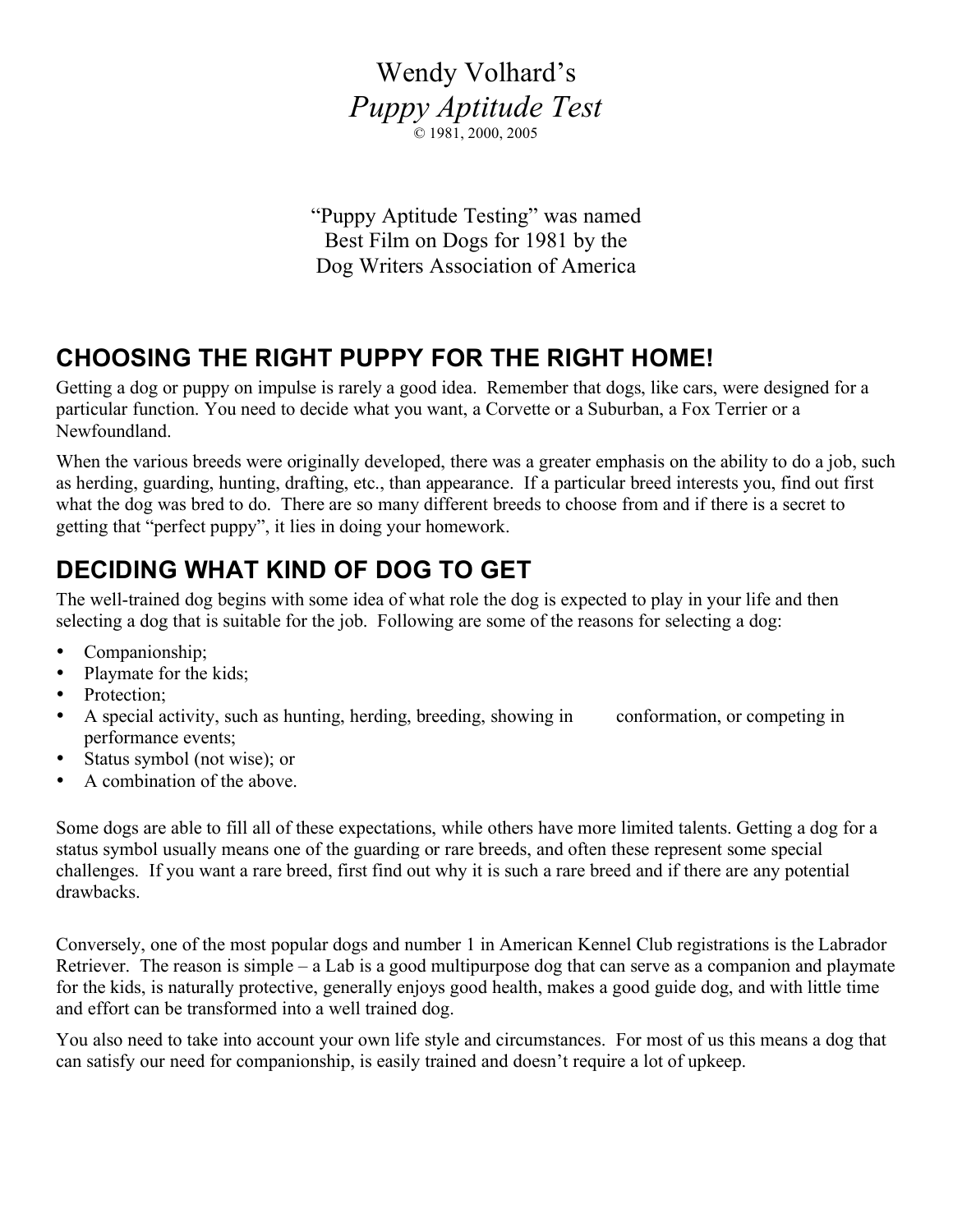# Wendy Volhard's
# *Puppy Aptitude Test*

© 1981, 2000, 2005

"Puppy Aptitude Testing" was named
Best Film on Dogs for 1981 by the
Dog Writers Association of America

## CHOOSING THE RIGHT PUPPY FOR THE RIGHT HOME!

Getting a dog or puppy on impulse is rarely a good idea. Remember that dogs, like cars, were designed for a particular function. You need to decide what you want, a Corvette or a Suburban, a Fox Terrier or a Newfoundland.

When the various breeds were originally developed, there was a greater emphasis on the ability to do a job, such as herding, guarding, hunting, drafting, etc., than appearance. If a particular breed interests you, find out first what the dog was bred to do. There are so many different breeds to choose from and if there is a secret to getting that "perfect puppy", it lies in doing your homework.

## DECIDING WHAT KIND OF DOG TO GET

The well-trained dog begins with some idea of what role the dog is expected to play in your life and then selecting a dog that is suitable for the job. Following are some of the reasons for selecting a dog:

- Companionship;
- Playmate for the kids;
- Protection;
- A special activity, such as hunting, herding, breeding, showing in conformation, or competing in performance events;
- Status symbol (not wise); or
- A combination of the above.

Some dogs are able to fill all of these expectations, while others have more limited talents. Getting a dog for a status symbol usually means one of the guarding or rare breeds, and often these represent some special challenges. If you want a rare breed, first find out why it is such a rare breed and if there are any potential drawbacks.

Conversely, one of the most popular dogs and number 1 in American Kennel Club registrations is the Labrador Retriever. The reason is simple – a Lab is a good multipurpose dog that can serve as a companion and playmate for the kids, is naturally protective, generally enjoys good health, makes a good guide dog, and with little time and effort can be transformed into a well trained dog.

You also need to take into account your own life style and circumstances. For most of us this means a dog that can satisfy our need for companionship, is easily trained and doesn't require a lot of upkeep.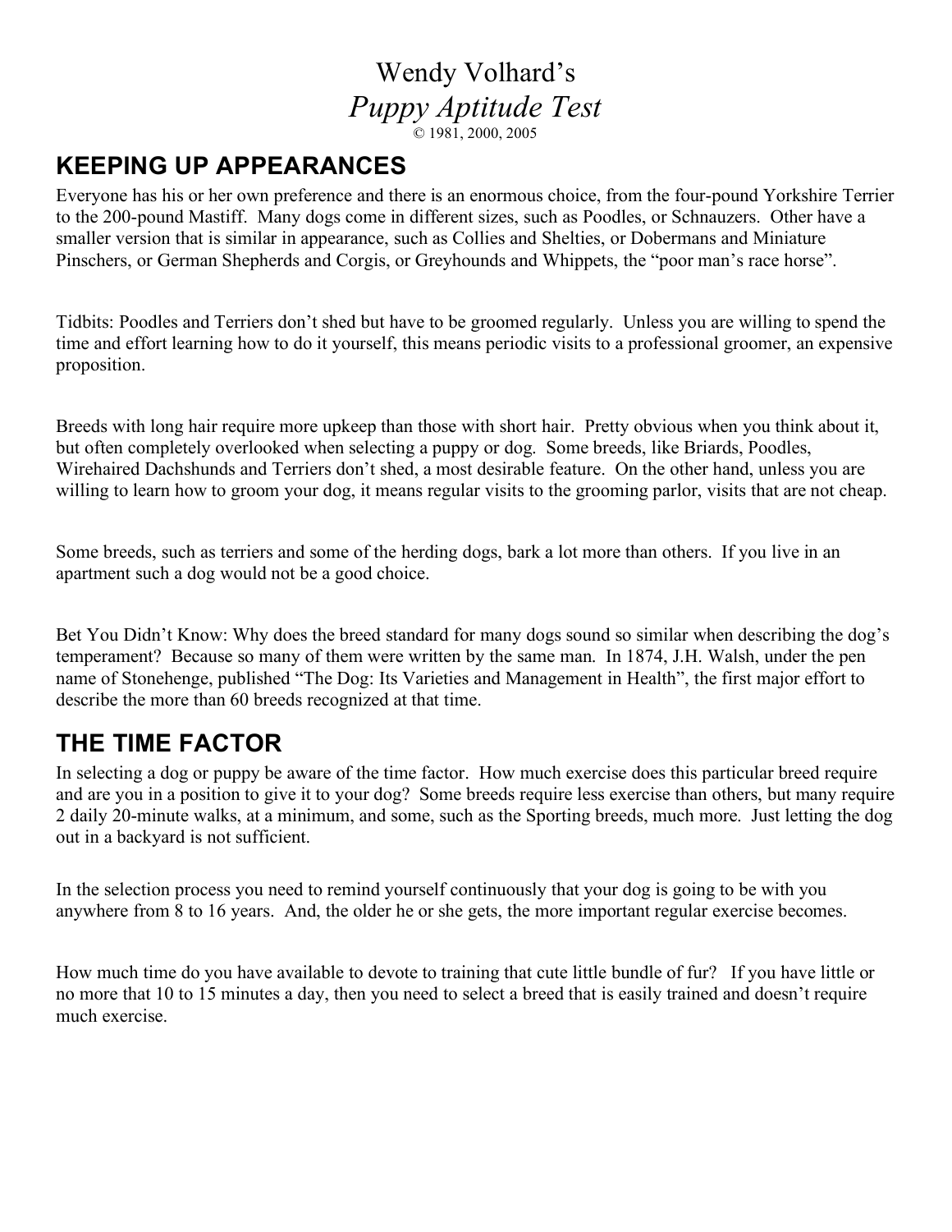# Wendy Volhard's *Puppy Aptitude Test*

© 1981, 2000, 2005

## KEEPING UP APPEARANCES

Everyone has his or her own preference and there is an enormous choice, from the four-pound Yorkshire Terrier to the 200-pound Mastiff. Many dogs come in different sizes, such as Poodles, or Schnauzers. Other have a smaller version that is similar in appearance, such as Collies and Shelties, or Dobermans and Miniature Pinschers, or German Shepherds and Corgis, or Greyhounds and Whippets, the "poor man's race horse".

Tidbits: Poodles and Terriers don't shed but have to be groomed regularly. Unless you are willing to spend the time and effort learning how to do it yourself, this means periodic visits to a professional groomer, an expensive proposition.

Breeds with long hair require more upkeep than those with short hair. Pretty obvious when you think about it, but often completely overlooked when selecting a puppy or dog. Some breeds, like Briards, Poodles, Wirehaired Dachshunds and Terriers don't shed, a most desirable feature. On the other hand, unless you are willing to learn how to groom your dog, it means regular visits to the grooming parlor, visits that are not cheap.

Some breeds, such as terriers and some of the herding dogs, bark a lot more than others. If you live in an apartment such a dog would not be a good choice.

Bet You Didn't Know: Why does the breed standard for many dogs sound so similar when describing the dog's temperament? Because so many of them were written by the same man. In 1874, J.H. Walsh, under the pen name of Stonehenge, published "The Dog: Its Varieties and Management in Health", the first major effort to describe the more than 60 breeds recognized at that time.

## THE TIME FACTOR

In selecting a dog or puppy be aware of the time factor. How much exercise does this particular breed require and are you in a position to give it to your dog? Some breeds require less exercise than others, but many require 2 daily 20-minute walks, at a minimum, and some, such as the Sporting breeds, much more. Just letting the dog out in a backyard is not sufficient.

In the selection process you need to remind yourself continuously that your dog is going to be with you anywhere from 8 to 16 years. And, the older he or she gets, the more important regular exercise becomes.

How much time do you have available to devote to training that cute little bundle of fur? If you have little or no more that 10 to 15 minutes a day, then you need to select a breed that is easily trained and doesn't require much exercise.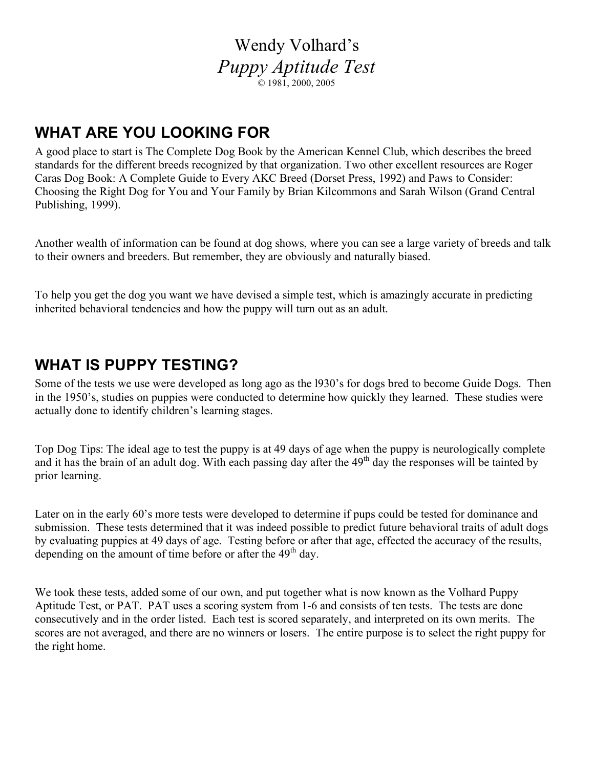# Wendy Volhard's
# *Puppy Aptitude Test*

© 1981, 2000, 2005

## WHAT ARE YOU LOOKING FOR

A good place to start is The Complete Dog Book by the American Kennel Club, which describes the breed standards for the different breeds recognized by that organization. Two other excellent resources are Roger Caras Dog Book: A Complete Guide to Every AKC Breed (Dorset Press, 1992) and Paws to Consider: Choosing the Right Dog for You and Your Family by Brian Kilcommons and Sarah Wilson (Grand Central Publishing, 1999).

Another wealth of information can be found at dog shows, where you can see a large variety of breeds and talk to their owners and breeders. But remember, they are obviously and naturally biased.

To help you get the dog you want we have devised a simple test, which is amazingly accurate in predicting inherited behavioral tendencies and how the puppy will turn out as an adult.

## WHAT IS PUPPY TESTING?

Some of the tests we use were developed as long ago as the l930's for dogs bred to become Guide Dogs. Then in the 1950's, studies on puppies were conducted to determine how quickly they learned. These studies were actually done to identify children's learning stages.

Top Dog Tips: The ideal age to test the puppy is at 49 days of age when the puppy is neurologically complete and it has the brain of an adult dog. With each passing day after the 49th day the responses will be tainted by prior learning.

Later on in the early 60's more tests were developed to determine if pups could be tested for dominance and submission. These tests determined that it was indeed possible to predict future behavioral traits of adult dogs by evaluating puppies at 49 days of age. Testing before or after that age, effected the accuracy of the results, depending on the amount of time before or after the 49th day.

We took these tests, added some of our own, and put together what is now known as the Volhard Puppy Aptitude Test, or PAT. PAT uses a scoring system from 1-6 and consists of ten tests. The tests are done consecutively and in the order listed. Each test is scored separately, and interpreted on its own merits. The scores are not averaged, and there are no winners or losers. The entire purpose is to select the right puppy for the right home.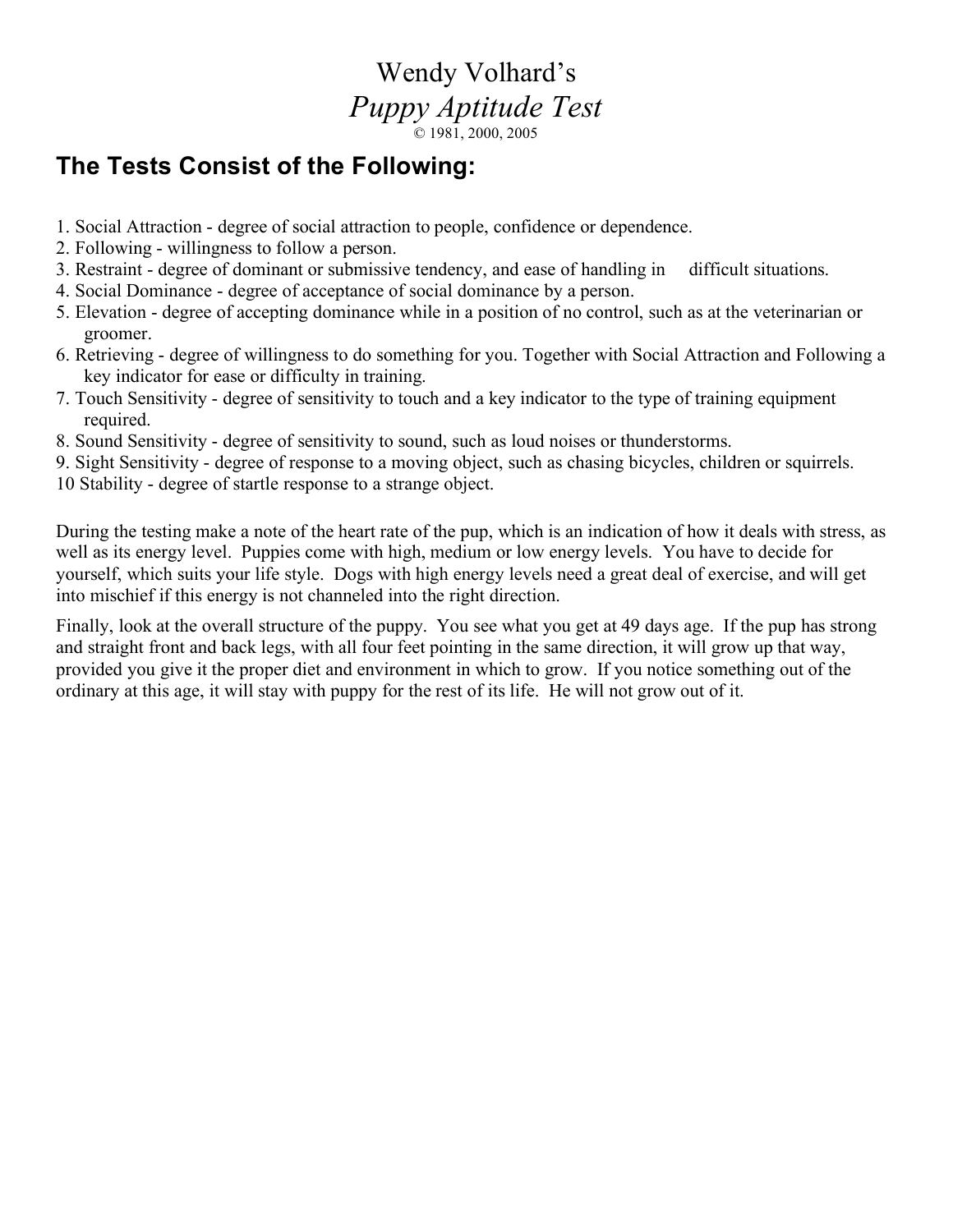# Wendy Volhard's
## *Puppy Aptitude Test*

© 1981, 2000, 2005

## The Tests Consist of the Following:

1. Social Attraction - degree of social attraction to people, confidence or dependence.
2. Following - willingness to follow a person.
3. Restraint - degree of dominant or submissive tendency, and ease of handling in difficult situations.
4. Social Dominance - degree of acceptance of social dominance by a person.
5. Elevation - degree of accepting dominance while in a position of no control, such as at the veterinarian or groomer.
6. Retrieving - degree of willingness to do something for you. Together with Social Attraction and Following a key indicator for ease or difficulty in training.
7. Touch Sensitivity - degree of sensitivity to touch and a key indicator to the type of training equipment required.
8. Sound Sensitivity - degree of sensitivity to sound, such as loud noises or thunderstorms.
9. Sight Sensitivity - degree of response to a moving object, such as chasing bicycles, children or squirrels.
10. Stability - degree of startle response to a strange object.

During the testing make a note of the heart rate of the pup, which is an indication of how it deals with stress, as well as its energy level. Puppies come with high, medium or low energy levels. You have to decide for yourself, which suits your life style. Dogs with high energy levels need a great deal of exercise, and will get into mischief if this energy is not channeled into the right direction.

Finally, look at the overall structure of the puppy. You see what you get at 49 days age. If the pup has strong and straight front and back legs, with all four feet pointing in the same direction, it will grow up that way, provided you give it the proper diet and environment in which to grow. If you notice something out of the ordinary at this age, it will stay with puppy for the rest of its life. He will not grow out of it.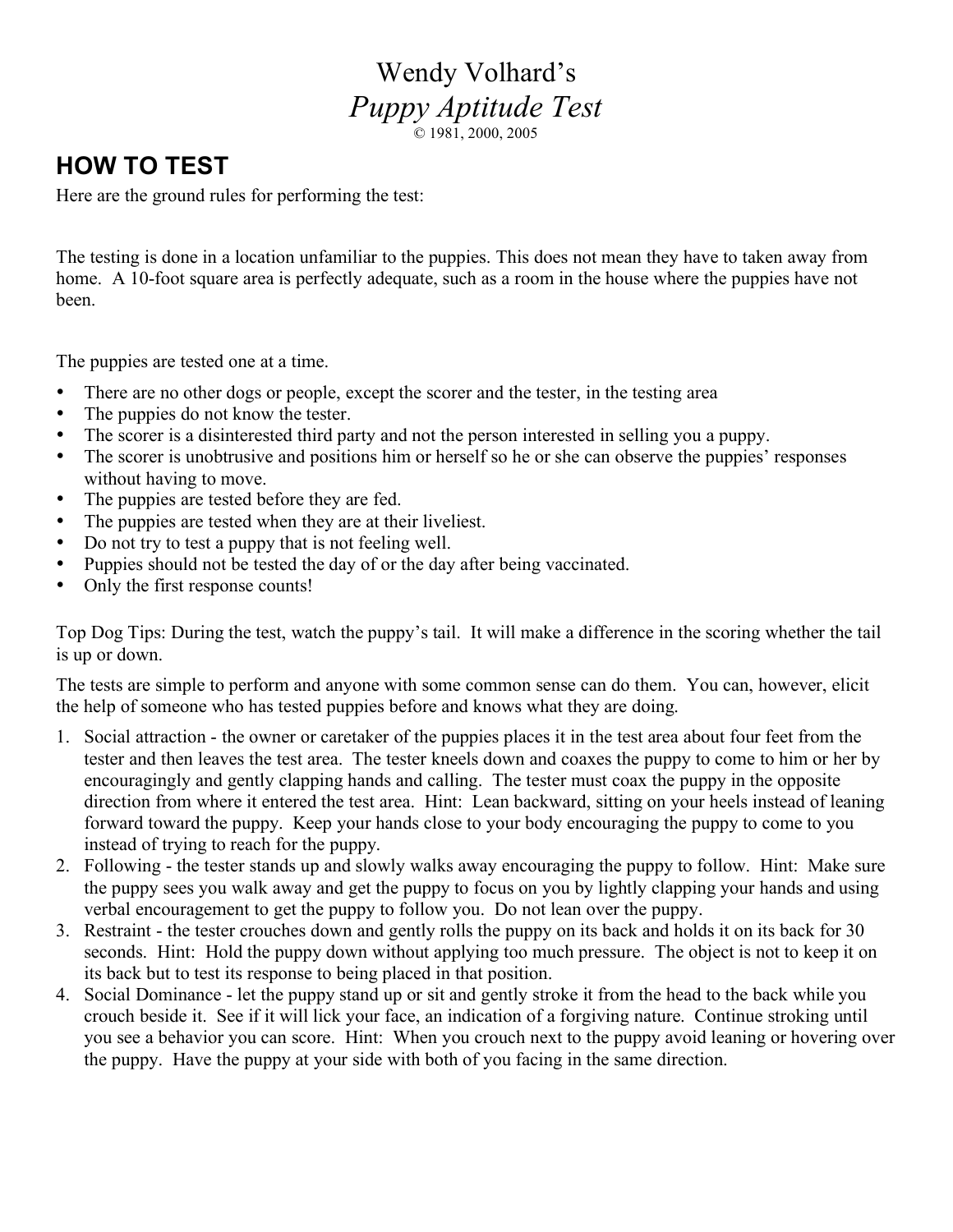# Wendy Volhard's
# *Puppy Aptitude Test*

© 1981, 2000, 2005

## HOW TO TEST

Here are the ground rules for performing the test:

The testing is done in a location unfamiliar to the puppies. This does not mean they have to taken away from home. A 10-foot square area is perfectly adequate, such as a room in the house where the puppies have not been.

The puppies are tested one at a time.

- There are no other dogs or people, except the scorer and the tester, in the testing area
- The puppies do not know the tester.
- The scorer is a disinterested third party and not the person interested in selling you a puppy.
- The scorer is unobtrusive and positions him or herself so he or she can observe the puppies' responses without having to move.
- The puppies are tested before they are fed.
- The puppies are tested when they are at their liveliest.
- Do not try to test a puppy that is not feeling well.
- Puppies should not be tested the day of or the day after being vaccinated.
- Only the first response counts!

Top Dog Tips: During the test, watch the puppy's tail. It will make a difference in the scoring whether the tail is up or down.

The tests are simple to perform and anyone with some common sense can do them. You can, however, elicit the help of someone who has tested puppies before and knows what they are doing.

1. Social attraction - the owner or caretaker of the puppies places it in the test area about four feet from the tester and then leaves the test area. The tester kneels down and coaxes the puppy to come to him or her by encouragingly and gently clapping hands and calling. The tester must coax the puppy in the opposite direction from where it entered the test area. Hint: Lean backward, sitting on your heels instead of leaning forward toward the puppy. Keep your hands close to your body encouraging the puppy to come to you instead of trying to reach for the puppy.
2. Following - the tester stands up and slowly walks away encouraging the puppy to follow. Hint: Make sure the puppy sees you walk away and get the puppy to focus on you by lightly clapping your hands and using verbal encouragement to get the puppy to follow you. Do not lean over the puppy.
3. Restraint - the tester crouches down and gently rolls the puppy on its back and holds it on its back for 30 seconds. Hint: Hold the puppy down without applying too much pressure. The object is not to keep it on its back but to test its response to being placed in that position.
4. Social Dominance - let the puppy stand up or sit and gently stroke it from the head to the back while you crouch beside it. See if it will lick your face, an indication of a forgiving nature. Continue stroking until you see a behavior you can score. Hint: When you crouch next to the puppy avoid leaning or hovering over the puppy. Have the puppy at your side with both of you facing in the same direction.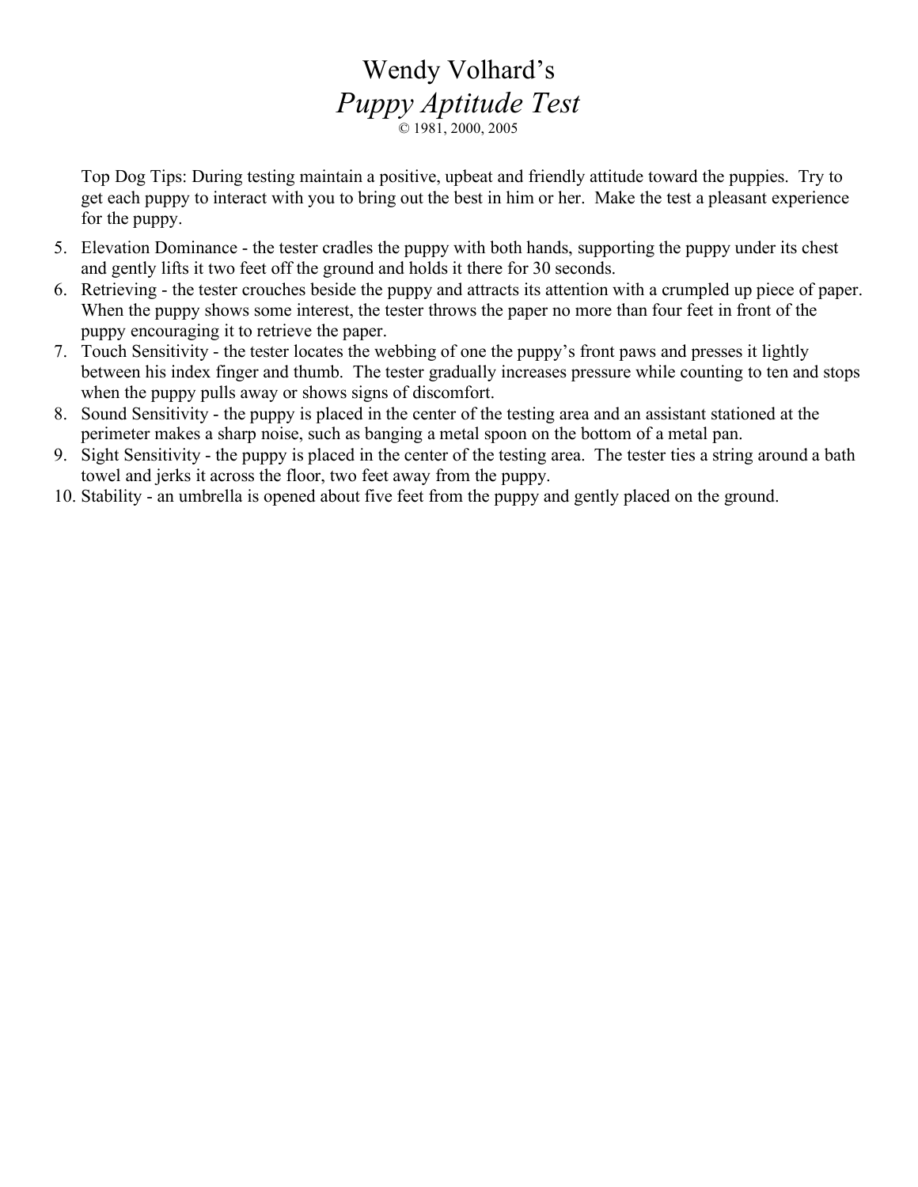# Wendy Volhard's

# *Puppy Aptitude Test*

© 1981, 2000, 2005

Top Dog Tips: During testing maintain a positive, upbeat and friendly attitude toward the puppies. Try to get each puppy to interact with you to bring out the best in him or her. Make the test a pleasant experience for the puppy.

5. Elevation Dominance - the tester cradles the puppy with both hands, supporting the puppy under its chest and gently lifts it two feet off the ground and holds it there for 30 seconds.
6. Retrieving - the tester crouches beside the puppy and attracts its attention with a crumpled up piece of paper. When the puppy shows some interest, the tester throws the paper no more than four feet in front of the puppy encouraging it to retrieve the paper.
7. Touch Sensitivity - the tester locates the webbing of one the puppy's front paws and presses it lightly between his index finger and thumb. The tester gradually increases pressure while counting to ten and stops when the puppy pulls away or shows signs of discomfort.
8. Sound Sensitivity - the puppy is placed in the center of the testing area and an assistant stationed at the perimeter makes a sharp noise, such as banging a metal spoon on the bottom of a metal pan.
9. Sight Sensitivity - the puppy is placed in the center of the testing area. The tester ties a string around a bath towel and jerks it across the floor, two feet away from the puppy.
10. Stability - an umbrella is opened about five feet from the puppy and gently placed on the ground.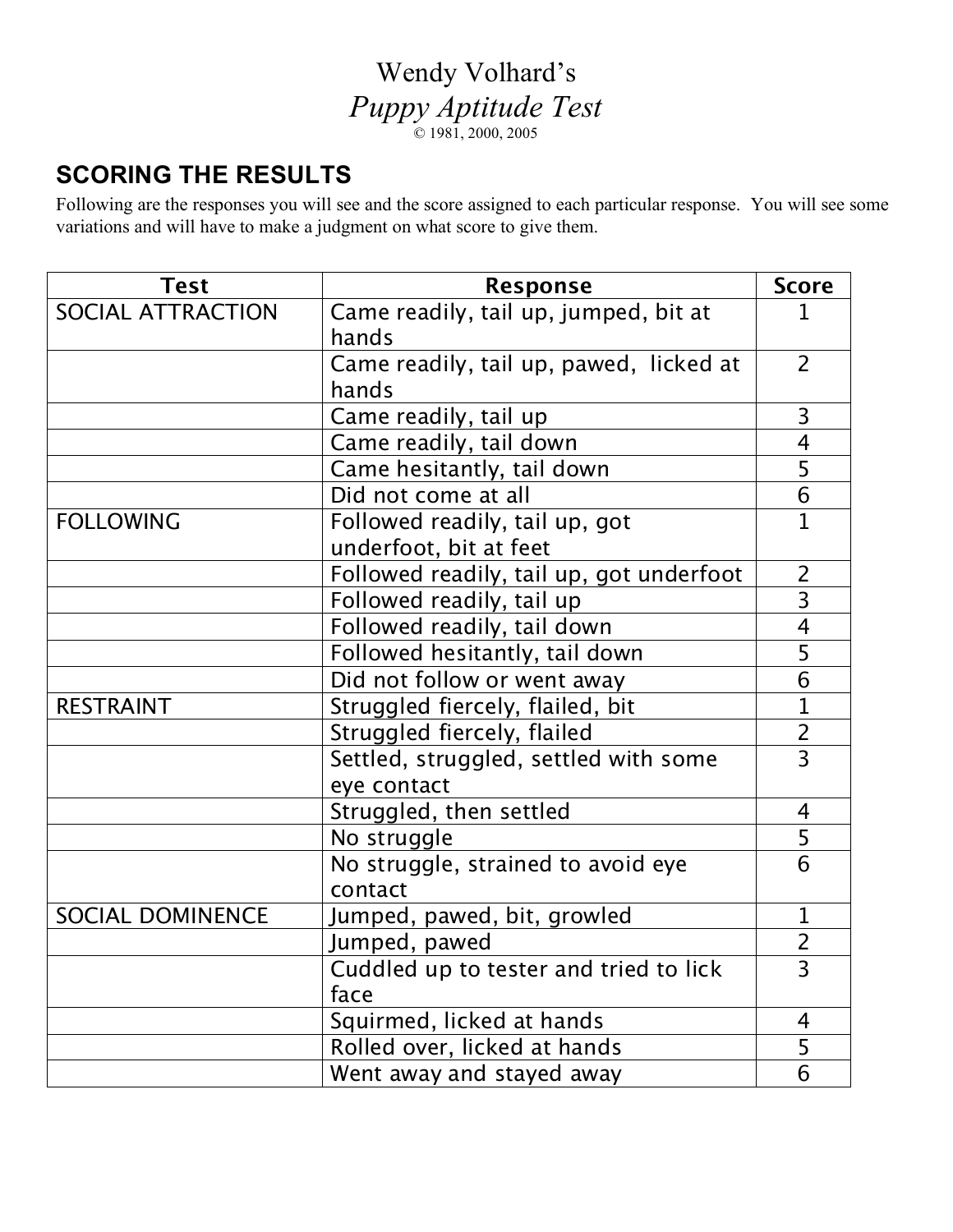# Wendy Volhard's
## *Puppy Aptitude Test*

© 1981, 2000, 2005

## SCORING THE RESULTS

Following are the responses you will see and the score assigned to each particular response. You will see some variations and will have to make a judgment on what score to give them.

| Test | Response | Score |
|---|---|---|
| SOCIAL ATTRACTION | Came readily, tail up, jumped, bit at hands | 1 |
| | Came readily, tail up, pawed, licked at hands | 2 |
| | Came readily, tail up | 3 |
| | Came readily, tail down | 4 |
| | Came hesitantly, tail down | 5 |
| | Did not come at all | 6 |
| FOLLOWING | Followed readily, tail up, got underfoot, bit at feet | 1 |
| | Followed readily, tail up, got underfoot | 2 |
| | Followed readily, tail up | 3 |
| | Followed readily, tail down | 4 |
| | Followed hesitantly, tail down | 5 |
| | Did not follow or went away | 6 |
| RESTRAINT | Struggled fiercely, flailed, bit | 1 |
| | Struggled fiercely, flailed | 2 |
| | Settled, struggled, settled with some eye contact | 3 |
| | Struggled, then settled | 4 |
| | No struggle | 5 |
| | No struggle, strained to avoid eye contact | 6 |
| SOCIAL DOMINENCE | Jumped, pawed, bit, growled | 1 |
| | Jumped, pawed | 2 |
| | Cuddled up to tester and tried to lick face | 3 |
| | Squirmed, licked at hands | 4 |
| | Rolled over, licked at hands | 5 |
| | Went away and stayed away | 6 |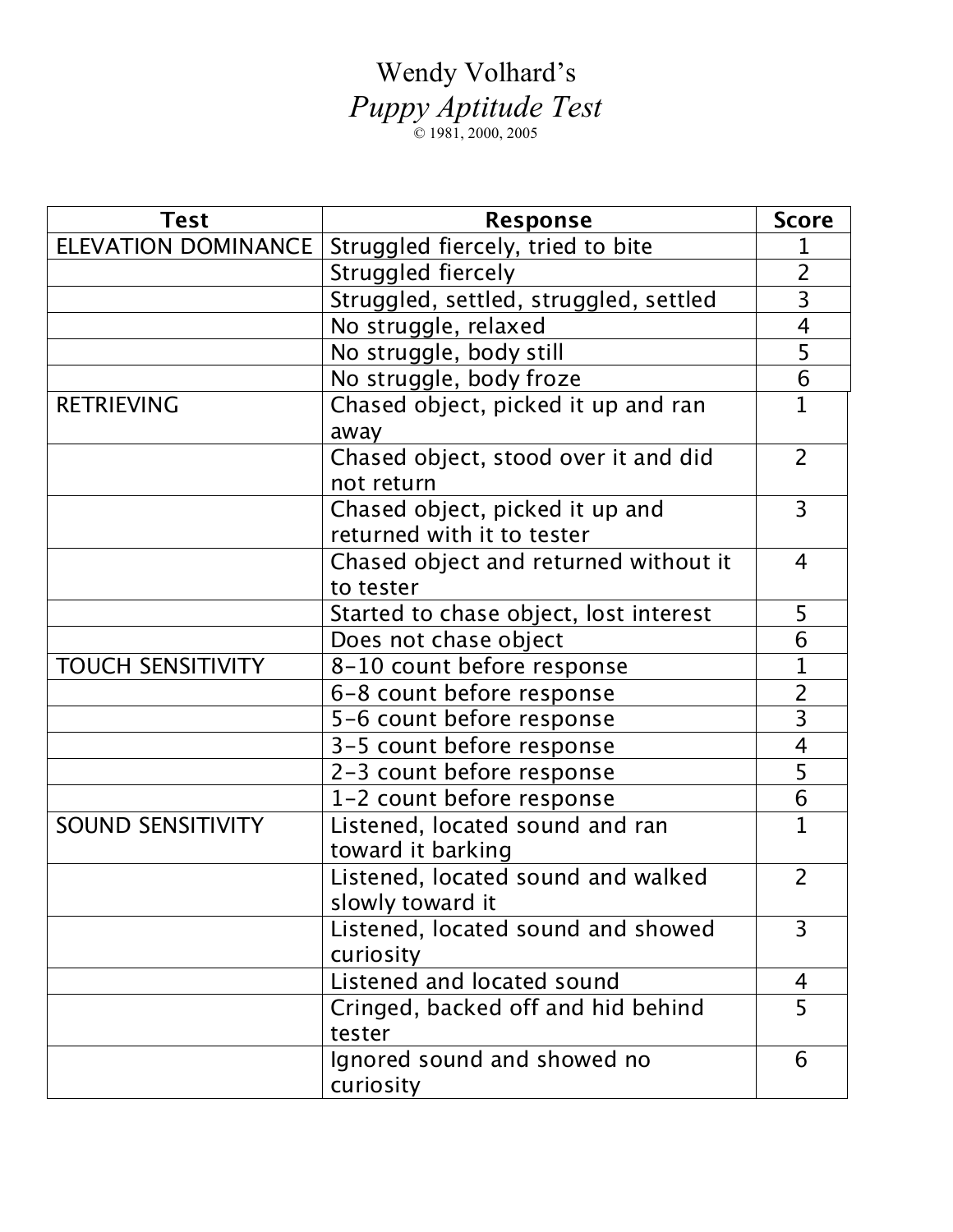# Wendy Volhard's
## *Puppy Aptitude Test*
© 1981, 2000, 2005

| Test | Response | Score |
|---|---|---|
| ELEVATION DOMINANCE | Struggled fiercely, tried to bite | 1 |
| | Struggled fiercely | 2 |
| | Struggled, settled, struggled, settled | 3 |
| | No struggle, relaxed | 4 |
| | No struggle, body still | 5 |
| | No struggle, body froze | 6 |
| RETRIEVING | Chased object, picked it up and ran away | 1 |
| | Chased object, stood over it and did not return | 2 |
| | Chased object, picked it up and returned with it to tester | 3 |
| | Chased object and returned without it to tester | 4 |
| | Started to chase object, lost interest | 5 |
| | Does not chase object | 6 |
| TOUCH SENSITIVITY | 8-10 count before response | 1 |
| | 6-8 count before response | 2 |
| | 5-6 count before response | 3 |
| | 3-5 count before response | 4 |
| | 2-3 count before response | 5 |
| | 1-2 count before response | 6 |
| SOUND SENSITIVITY | Listened, located sound and ran toward it barking | 1 |
| | Listened, located sound and walked slowly toward it | 2 |
| | Listened, located sound and showed curiosity | 3 |
| | Listened and located sound | 4 |
| | Cringed, backed off and hid behind tester | 5 |
| | Ignored sound and showed no curiosity | 6 |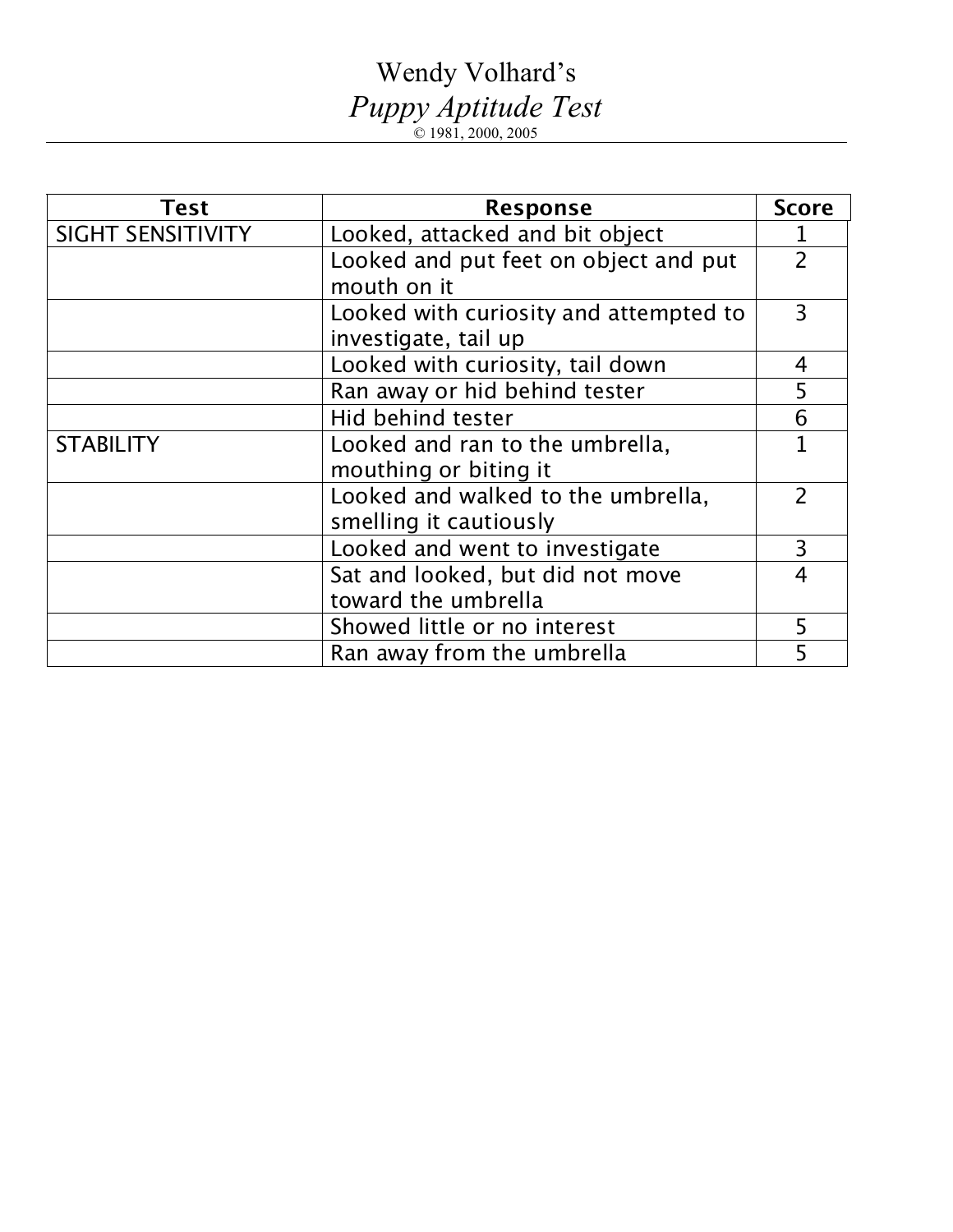# Wendy Volhard's
## *Puppy Aptitude Test*
© 1981, 2000, 2005

| Test | Response | Score |
|---|---|---|
| SIGHT SENSITIVITY | Looked, attacked and bit object | 1 |
| | Looked and put feet on object and put mouth on it | 2 |
| | Looked with curiosity and attempted to investigate, tail up | 3 |
| | Looked with curiosity, tail down | 4 |
| | Ran away or hid behind tester | 5 |
| | Hid behind tester | 6 |
| STABILITY | Looked and ran to the umbrella, mouthing or biting it | 1 |
| | Looked and walked to the umbrella, smelling it cautiously | 2 |
| | Looked and went to investigate | 3 |
| | Sat and looked, but did not move toward the umbrella | 4 |
| | Showed little or no interest | 5 |
| | Ran away from the umbrella | 5 |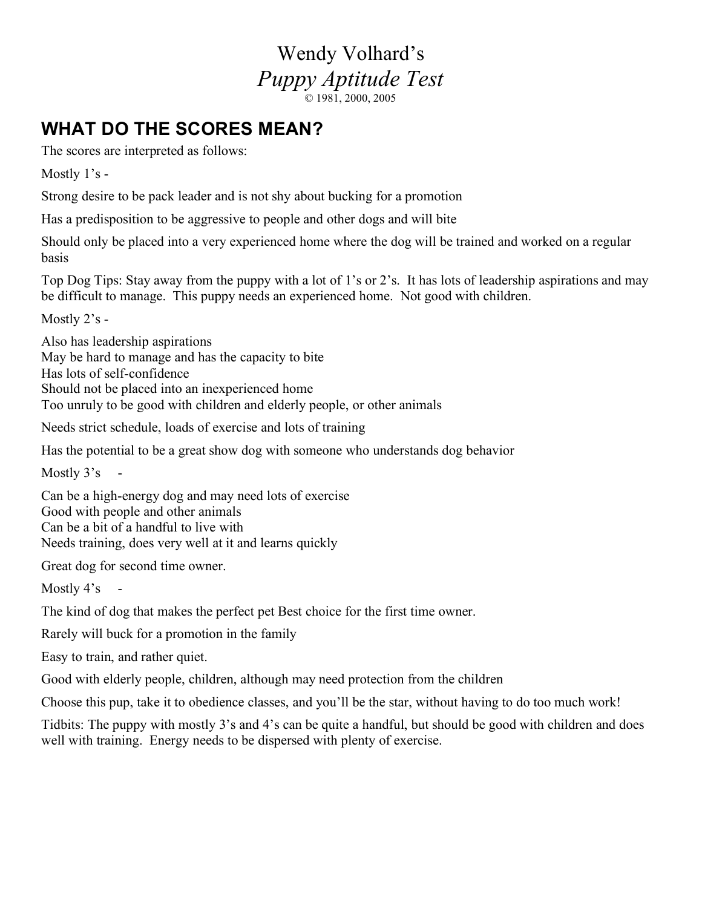# Wendy Volhard's
## *Puppy Aptitude Test*

© 1981, 2000, 2005

## WHAT DO THE SCORES MEAN?

The scores are interpreted as follows:

Mostly 1's -

Strong desire to be pack leader and is not shy about bucking for a promotion

Has a predisposition to be aggressive to people and other dogs and will bite

Should only be placed into a very experienced home where the dog will be trained and worked on a regular basis

Top Dog Tips: Stay away from the puppy with a lot of 1's or 2's. It has lots of leadership aspirations and may be difficult to manage. This puppy needs an experienced home. Not good with children.

Mostly 2's -

Also has leadership aspirations
May be hard to manage and has the capacity to bite
Has lots of self-confidence
Should not be placed into an inexperienced home
Too unruly to be good with children and elderly people, or other animals

Needs strict schedule, loads of exercise and lots of training

Has the potential to be a great show dog with someone who understands dog behavior

Mostly 3's -

Can be a high-energy dog and may need lots of exercise
Good with people and other animals
Can be a bit of a handful to live with
Needs training, does very well at it and learns quickly

Great dog for second time owner.

Mostly 4's -

The kind of dog that makes the perfect pet Best choice for the first time owner.

Rarely will buck for a promotion in the family

Easy to train, and rather quiet.

Good with elderly people, children, although may need protection from the children

Choose this pup, take it to obedience classes, and you'll be the star, without having to do too much work!

Tidbits: The puppy with mostly 3's and 4's can be quite a handful, but should be good with children and does well with training. Energy needs to be dispersed with plenty of exercise.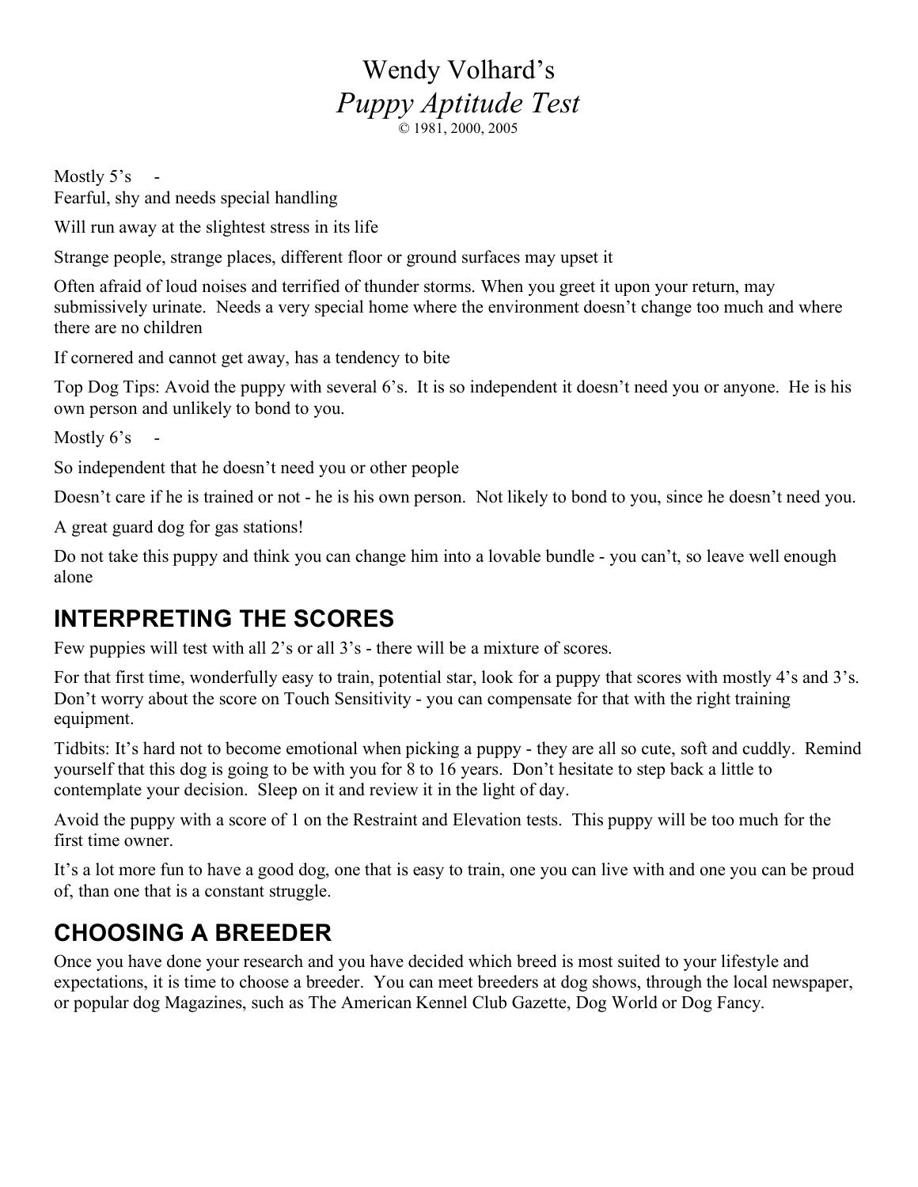# Wendy Volhard's *Puppy Aptitude Test*

© 1981, 2000, 2005

Mostly 5's -
Fearful, shy and needs special handling

Will run away at the slightest stress in its life

Strange people, strange places, different floor or ground surfaces may upset it

Often afraid of loud noises and terrified of thunder storms. When you greet it upon your return, may submissively urinate. Needs a very special home where the environment doesn't change too much and where there are no children

If cornered and cannot get away, has a tendency to bite

Top Dog Tips: Avoid the puppy with several 6's. It is so independent it doesn't need you or anyone. He is his own person and unlikely to bond to you.

Mostly 6's -

So independent that he doesn't need you or other people

Doesn't care if he is trained or not - he is his own person. Not likely to bond to you, since he doesn't need you.

A great guard dog for gas stations!

Do not take this puppy and think you can change him into a lovable bundle - you can't, so leave well enough alone

## INTERPRETING THE SCORES

Few puppies will test with all 2's or all 3's - there will be a mixture of scores.

For that first time, wonderfully easy to train, potential star, look for a puppy that scores with mostly 4's and 3's. Don't worry about the score on Touch Sensitivity - you can compensate for that with the right training equipment.

Tidbits: It's hard not to become emotional when picking a puppy - they are all so cute, soft and cuddly. Remind yourself that this dog is going to be with you for 8 to 16 years. Don't hesitate to step back a little to contemplate your decision. Sleep on it and review it in the light of day.

Avoid the puppy with a score of 1 on the Restraint and Elevation tests. This puppy will be too much for the first time owner.

It's a lot more fun to have a good dog, one that is easy to train, one you can live with and one you can be proud of, than one that is a constant struggle.

## CHOOSING A BREEDER

Once you have done your research and you have decided which breed is most suited to your lifestyle and expectations, it is time to choose a breeder. You can meet breeders at dog shows, through the local newspaper, or popular dog Magazines, such as The American Kennel Club Gazette, Dog World or Dog Fancy.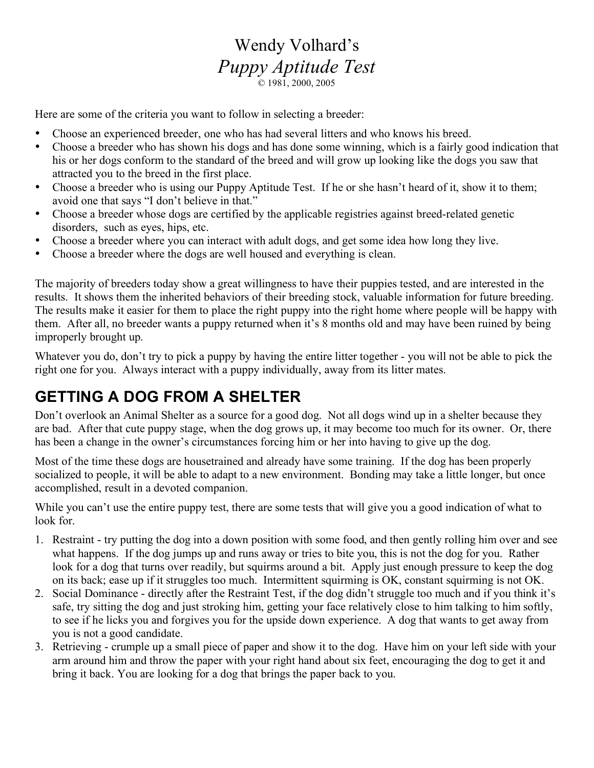# Wendy Volhard's *Puppy Aptitude Test*

© 1981, 2000, 2005

Here are some of the criteria you want to follow in selecting a breeder:

- Choose an experienced breeder, one who has had several litters and who knows his breed.
- Choose a breeder who has shown his dogs and has done some winning, which is a fairly good indication that his or her dogs conform to the standard of the breed and will grow up looking like the dogs you saw that attracted you to the breed in the first place.
- Choose a breeder who is using our Puppy Aptitude Test. If he or she hasn't heard of it, show it to them; avoid one that says "I don't believe in that."
- Choose a breeder whose dogs are certified by the applicable registries against breed-related genetic disorders, such as eyes, hips, etc.
- Choose a breeder where you can interact with adult dogs, and get some idea how long they live.
- Choose a breeder where the dogs are well housed and everything is clean.

The majority of breeders today show a great willingness to have their puppies tested, and are interested in the results. It shows them the inherited behaviors of their breeding stock, valuable information for future breeding. The results make it easier for them to place the right puppy into the right home where people will be happy with them. After all, no breeder wants a puppy returned when it's 8 months old and may have been ruined by being improperly brought up.

Whatever you do, don't try to pick a puppy by having the entire litter together - you will not be able to pick the right one for you. Always interact with a puppy individually, away from its litter mates.

## GETTING A DOG FROM A SHELTER

Don't overlook an Animal Shelter as a source for a good dog. Not all dogs wind up in a shelter because they are bad. After that cute puppy stage, when the dog grows up, it may become too much for its owner. Or, there has been a change in the owner's circumstances forcing him or her into having to give up the dog.

Most of the time these dogs are housetrained and already have some training. If the dog has been properly socialized to people, it will be able to adapt to a new environment. Bonding may take a little longer, but once accomplished, result in a devoted companion.

While you can't use the entire puppy test, there are some tests that will give you a good indication of what to look for.

1. Restraint - try putting the dog into a down position with some food, and then gently rolling him over and see what happens. If the dog jumps up and runs away or tries to bite you, this is not the dog for you. Rather look for a dog that turns over readily, but squirms around a bit. Apply just enough pressure to keep the dog on its back; ease up if it struggles too much. Intermittent squirming is OK, constant squirming is not OK.
2. Social Dominance - directly after the Restraint Test, if the dog didn't struggle too much and if you think it's safe, try sitting the dog and just stroking him, getting your face relatively close to him talking to him softly, to see if he licks you and forgives you for the upside down experience. A dog that wants to get away from you is not a good candidate.
3. Retrieving - crumple up a small piece of paper and show it to the dog. Have him on your left side with your arm around him and throw the paper with your right hand about six feet, encouraging the dog to get it and bring it back. You are looking for a dog that brings the paper back to you.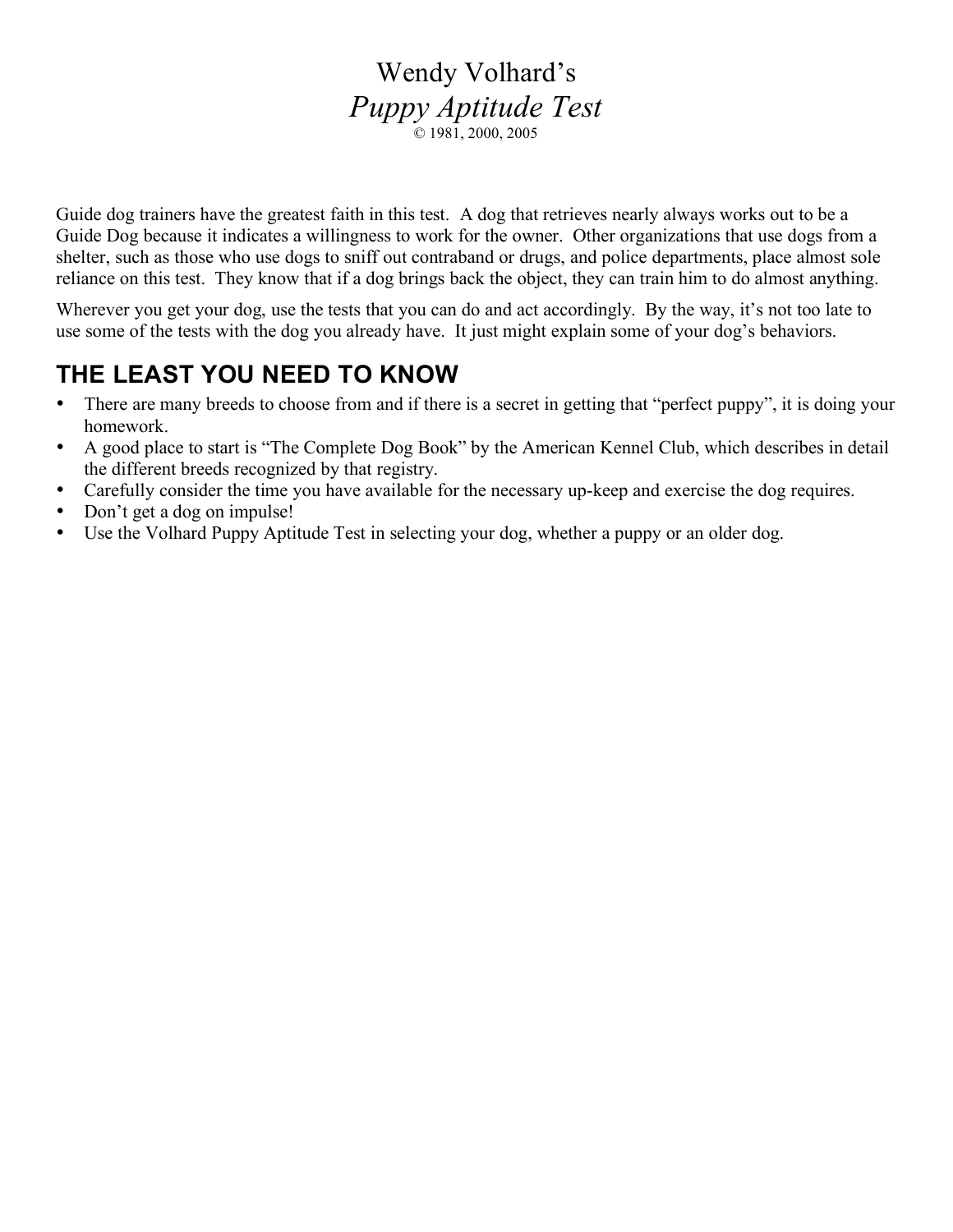# Wendy Volhard's
## *Puppy Aptitude Test*

© 1981, 2000, 2005

Guide dog trainers have the greatest faith in this test. A dog that retrieves nearly always works out to be a Guide Dog because it indicates a willingness to work for the owner. Other organizations that use dogs from a shelter, such as those who use dogs to sniff out contraband or drugs, and police departments, place almost sole reliance on this test. They know that if a dog brings back the object, they can train him to do almost anything.

Wherever you get your dog, use the tests that you can do and act accordingly. By the way, it's not too late to use some of the tests with the dog you already have. It just might explain some of your dog's behaviors.

## THE LEAST YOU NEED TO KNOW

- There are many breeds to choose from and if there is a secret in getting that "perfect puppy", it is doing your homework.
- A good place to start is "The Complete Dog Book" by the American Kennel Club, which describes in detail the different breeds recognized by that registry.
- Carefully consider the time you have available for the necessary up-keep and exercise the dog requires.
- Don't get a dog on impulse!
- Use the Volhard Puppy Aptitude Test in selecting your dog, whether a puppy or an older dog.